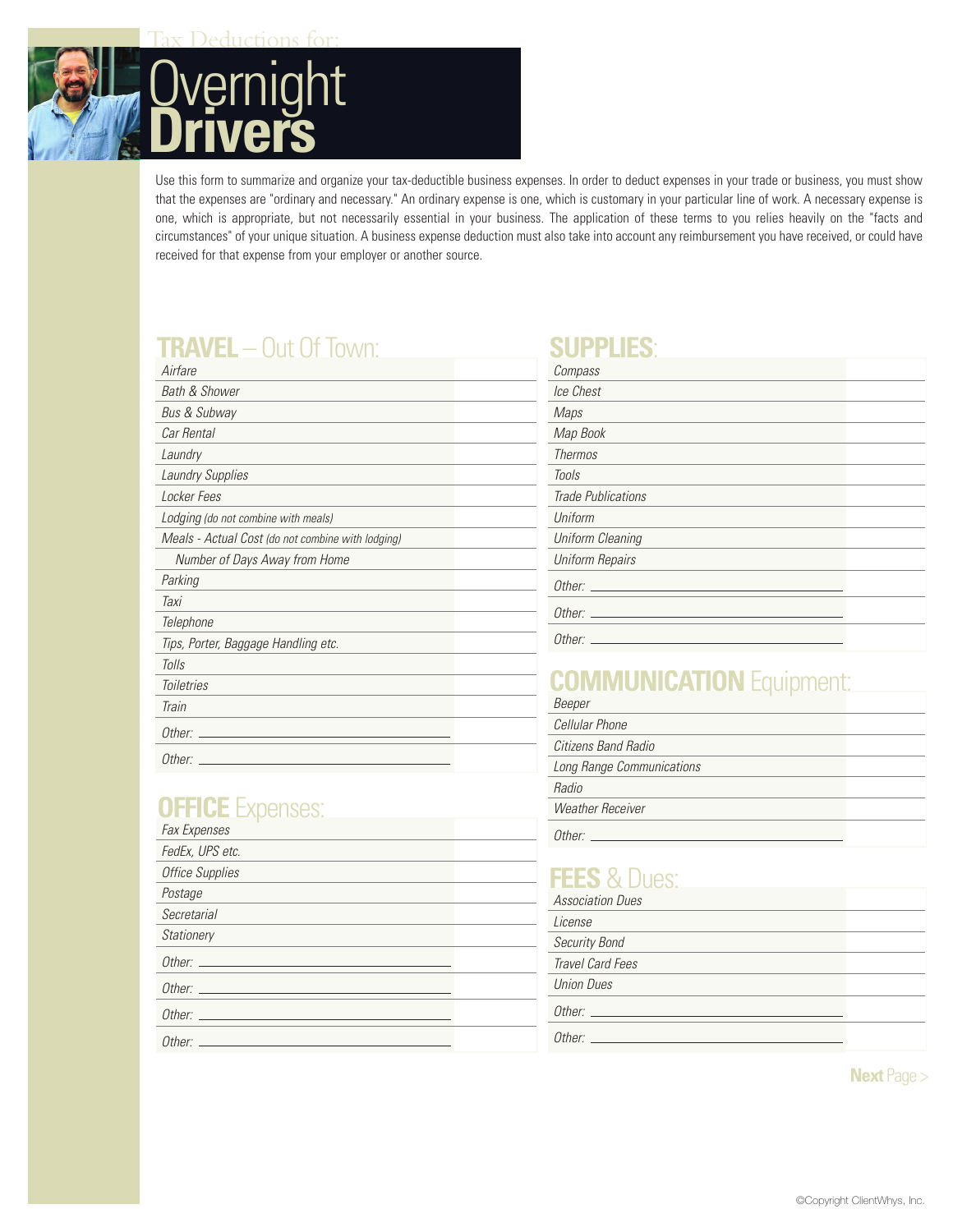Tax Deductions for:

# Overnight Drivers

Use this form to summarize and organize your tax-deductible business expenses. In order to deduct expenses in your trade or business, you must show that the expenses are "ordinary and necessary." An ordinary expense is one, which is customary in your particular line of work. A necessary expense is one, which is appropriate, but not necessarily essential in your business. The application of these terms to you relies heavily on the "facts and circumstances" of your unique situation. A business expense deduction must also take into account any reimbursement you have received, or could have received for that expense from your employer or another source.

## TRAVEL – Out Of Town:

| | |
|---|---|
| *Airfare* | |
| *Bath & Shower* | |
| *Bus & Subway* | |
| *Car Rental* | |
| *Laundry* | |
| *Laundry Supplies* | |
| *Locker Fees* | |
| *Lodging (do not combine with meals)* | |
| *Meals - Actual Cost (do not combine with lodging)* | |
| *Number of Days Away from Home* | |
| *Parking* | |
| *Taxi* | |
| *Telephone* | |
| *Tips, Porter, Baggage Handling etc.* | |
| *Tolls* | |
| *Toiletries* | |
| *Train* | |
| *Other:* ______ | |
| *Other:* ______ | |

## OFFICE Expenses:

| | |
|---|---|
| *Fax Expenses* | |
| *FedEx, UPS etc.* | |
| *Office Supplies* | |
| *Postage* | |
| *Secretarial* | |
| *Stationery* | |
| *Other:* ______ | |
| *Other:* ______ | |
| *Other:* ______ | |
| *Other:* ______ | |

## SUPPLIES:

| | |
|---|---|
| *Compass* | |
| *Ice Chest* | |
| *Maps* | |
| *Map Book* | |
| *Thermos* | |
| *Tools* | |
| *Trade Publications* | |
| *Uniform* | |
| *Uniform Cleaning* | |
| *Uniform Repairs* | |
| *Other:* ______ | |
| *Other:* ______ | |
| *Other:* ______ | |

## COMMUNICATION Equipment:

| | |
|---|---|
| *Beeper* | |
| *Cellular Phone* | |
| *Citizens Band Radio* | |
| *Long Range Communications* | |
| *Radio* | |
| *Weather Receiver* | |
| *Other:* ______ | |

## FEES & Dues:

| | |
|---|---|
| *Association Dues* | |
| *License* | |
| *Security Bond* | |
| *Travel Card Fees* | |
| *Union Dues* | |
| *Other:* ______ | |
| *Other:* ______ | |

**Next** Page >

©Copyright ClientWhys, Inc.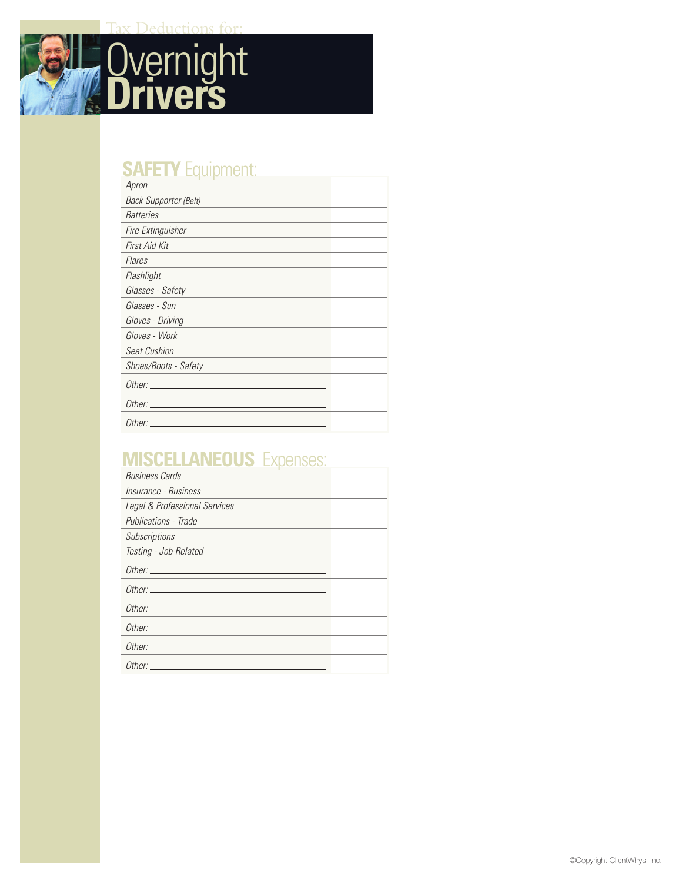Tax Deductions for:

# Overnight Drivers

## SAFETY Equipment:

| | |
|---|---|
| Apron | |
| Back Supporter (Belt) | |
| Batteries | |
| Fire Extinguisher | |
| First Aid Kit | |
| Flares | |
| Flashlight | |
| Glasses - Safety | |
| Glasses - Sun | |
| Gloves - Driving | |
| Gloves - Work | |
| Seat Cushion | |
| Shoes/Boots - Safety | |
| Other: ______________________ | |
| Other: ______________________ | |
| Other: ______________________ | |

## MISCELLANEOUS Expenses:

| | |
|---|---|
| Business Cards | |
| Insurance - Business | |
| Legal & Professional Services | |
| Publications - Trade | |
| Subscriptions | |
| Testing - Job-Related | |
| Other: ______________________ | |
| Other: ______________________ | |
| Other: ______________________ | |
| Other: ______________________ | |
| Other: ______________________ | |
| Other: ______________________ | |

©Copyright ClientWhys, Inc.